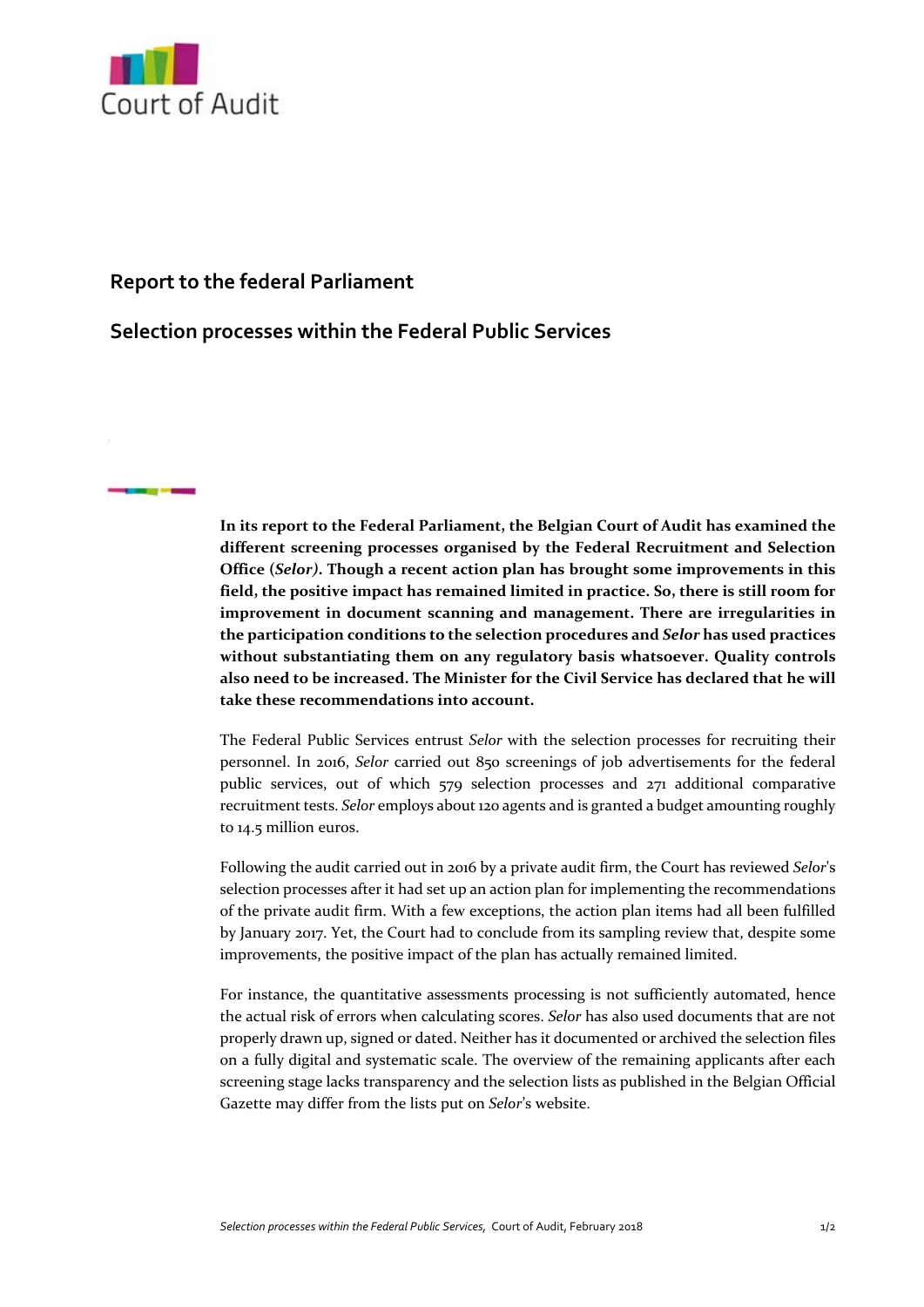Court of Audit

## Report to the federal Parliament

## Selection processes within the Federal Public Services

**In its report to the Federal Parliament, the Belgian Court of Audit has examined the different screening processes organised by the Federal Recruitment and Selection Office (*Selor*). Though a recent action plan has brought some improvements in this field, the positive impact has remained limited in practice. So, there is still room for improvement in document scanning and management. There are irregularities in the participation conditions to the selection procedures and *Selor* has used practices without substantiating them on any regulatory basis whatsoever. Quality controls also need to be increased. The Minister for the Civil Service has declared that he will take these recommendations into account.**

The Federal Public Services entrust *Selor* with the selection processes for recruiting their personnel. In 2016, *Selor* carried out 850 screenings of job advertisements for the federal public services, out of which 579 selection processes and 271 additional comparative recruitment tests. *Selor* employs about 120 agents and is granted a budget amounting roughly to 14.5 million euros.

Following the audit carried out in 2016 by a private audit firm, the Court has reviewed *Selor*'s selection processes after it had set up an action plan for implementing the recommendations of the private audit firm. With a few exceptions, the action plan items had all been fulfilled by January 2017. Yet, the Court had to conclude from its sampling review that, despite some improvements, the positive impact of the plan has actually remained limited.

For instance, the quantitative assessments processing is not sufficiently automated, hence the actual risk of errors when calculating scores. *Selor* has also used documents that are not properly drawn up, signed or dated. Neither has it documented or archived the selection files on a fully digital and systematic scale. The overview of the remaining applicants after each screening stage lacks transparency and the selection lists as published in the Belgian Official Gazette may differ from the lists put on *Selor*'s website.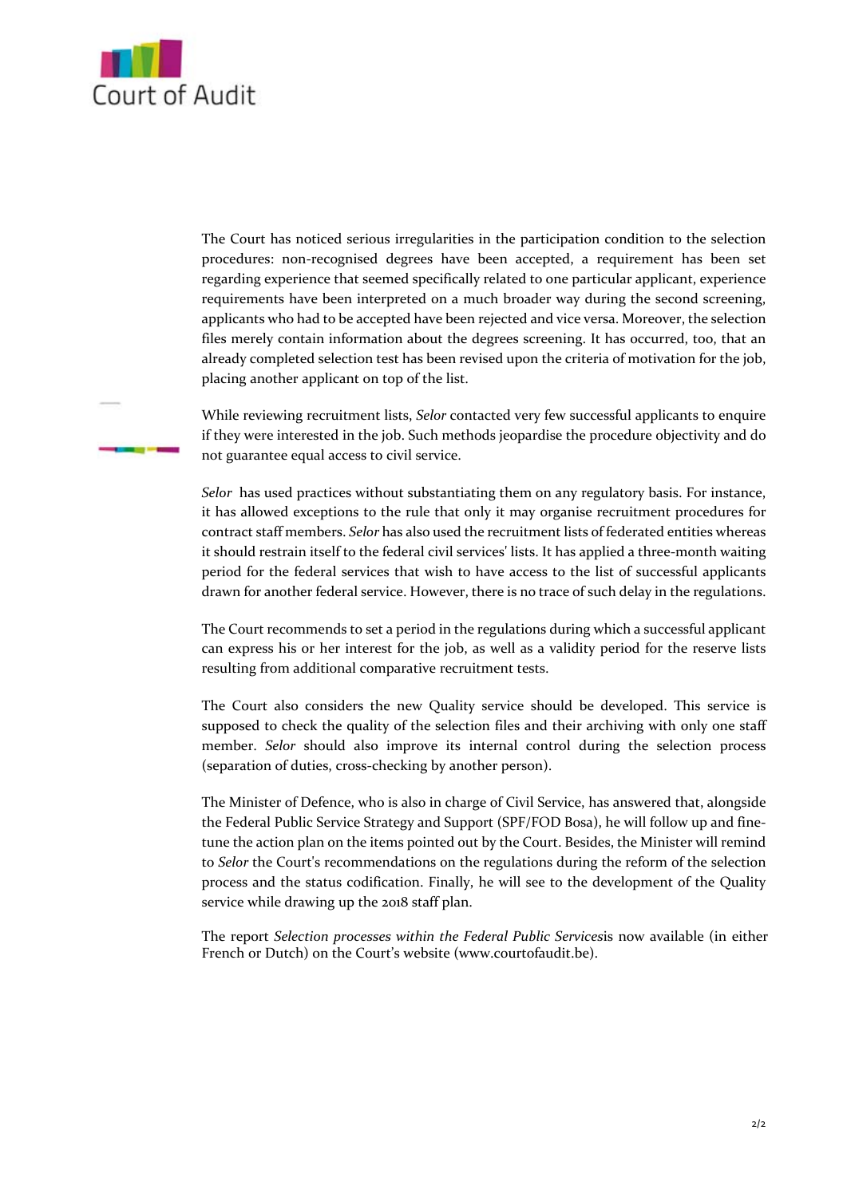The Court has noticed serious irregularities in the participation condition to the selection procedures: non-recognised degrees have been accepted, a requirement has been set regarding experience that seemed specifically related to one particular applicant, experience requirements have been interpreted on a much broader way during the second screening, applicants who had to be accepted have been rejected and vice versa. Moreover, the selection files merely contain information about the degrees screening. It has occurred, too, that an already completed selection test has been revised upon the criteria of motivation for the job, placing another applicant on top of the list.

While reviewing recruitment lists, *Selor* contacted very few successful applicants to enquire if they were interested in the job. Such methods jeopardise the procedure objectivity and do not guarantee equal access to civil service.

*Selor* has used practices without substantiating them on any regulatory basis. For instance, it has allowed exceptions to the rule that only it may organise recruitment procedures for contract staff members. *Selor* has also used the recruitment lists of federated entities whereas it should restrain itself to the federal civil services' lists. It has applied a three-month waiting period for the federal services that wish to have access to the list of successful applicants drawn for another federal service. However, there is no trace of such delay in the regulations.

The Court recommends to set a period in the regulations during which a successful applicant can express his or her interest for the job, as well as a validity period for the reserve lists resulting from additional comparative recruitment tests.

The Court also considers the new Quality service should be developed. This service is supposed to check the quality of the selection files and their archiving with only one staff member. *Selor* should also improve its internal control during the selection process (separation of duties, cross-checking by another person).

The Minister of Defence, who is also in charge of Civil Service, has answered that, alongside the Federal Public Service Strategy and Support (SPF/FOD Bosa), he will follow up and fine-tune the action plan on the items pointed out by the Court. Besides, the Minister will remind to *Selor* the Court's recommendations on the regulations during the reform of the selection process and the status codification. Finally, he will see to the development of the Quality service while drawing up the 2018 staff plan.

The report *Selection processes within the Federal Public Services*is now available (in either French or Dutch) on the Court's website (www.courtofaudit.be).